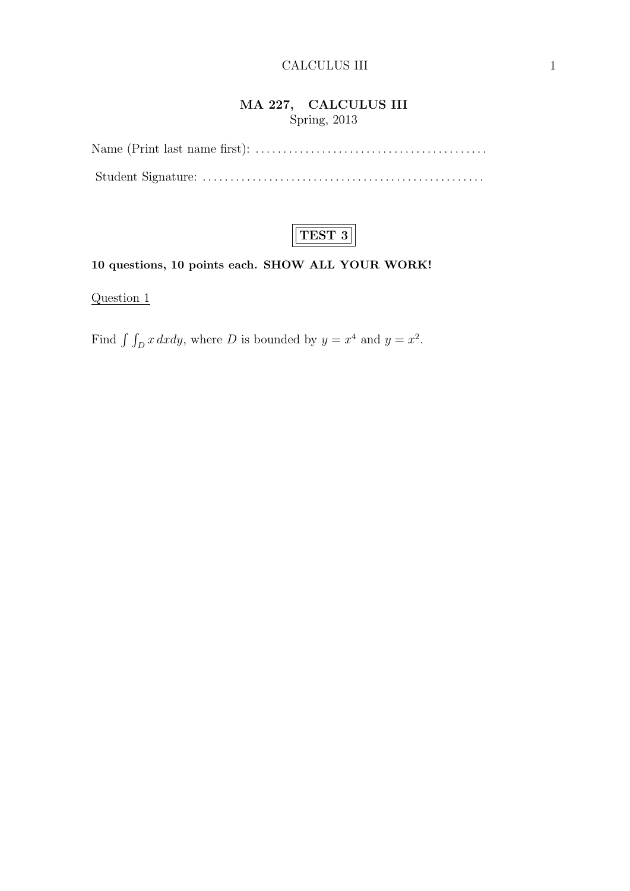# MA 227, CALCULUS III

Spring, 2013

Name (Print last name first): ..........................................

Student Signature: ..................................................

**TEST 3**

**10 questions, 10 points each. SHOW ALL YOUR WORK!**

Question 1

Find $\int\int_D x\,dxdy$, where $D$ is bounded by $y = x^4$ and $y = x^2$.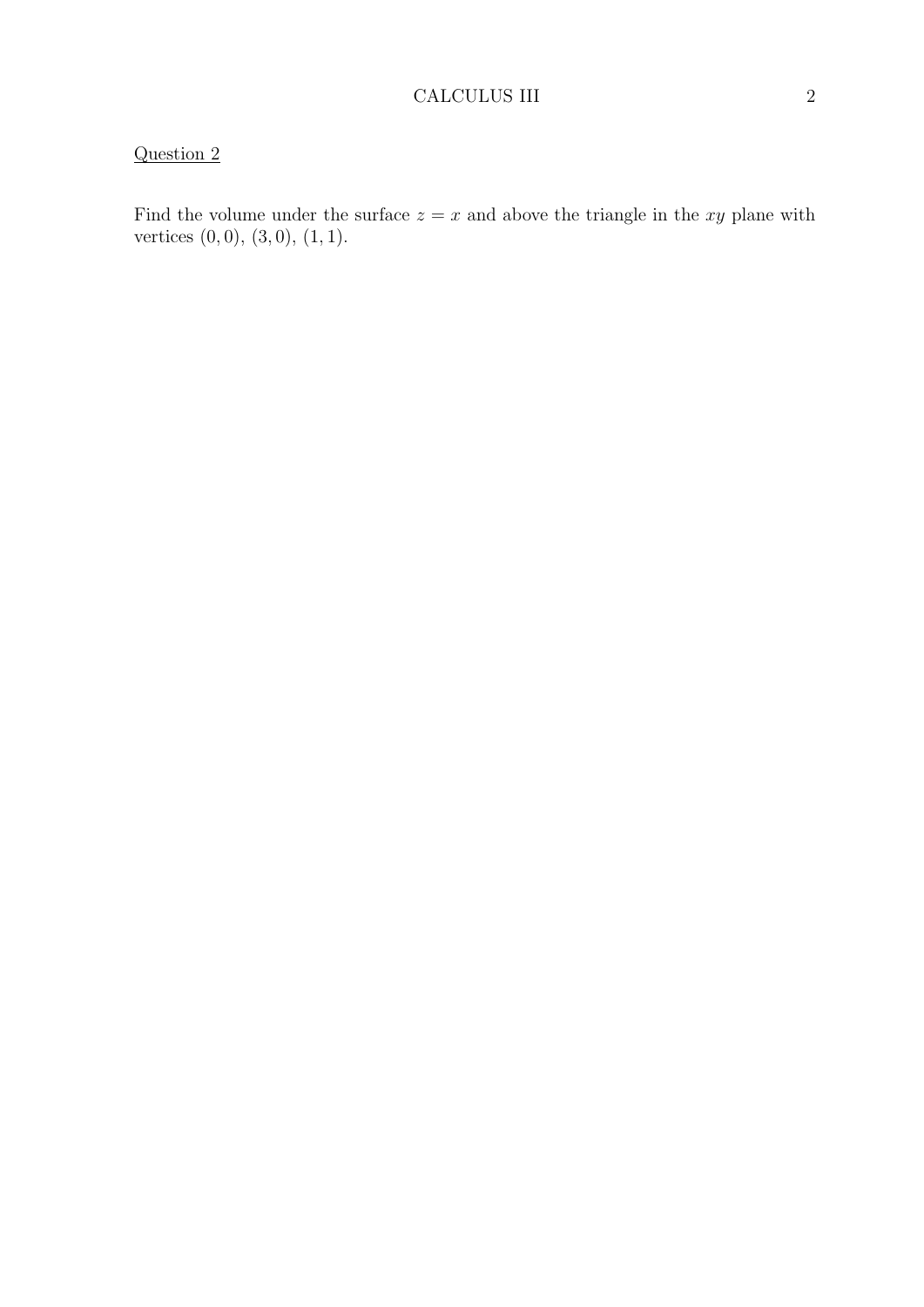Question 2

Find the volume under the surface $z = x$ and above the triangle in the $xy$ plane with vertices $(0, 0)$, $(3, 0)$, $(1, 1)$.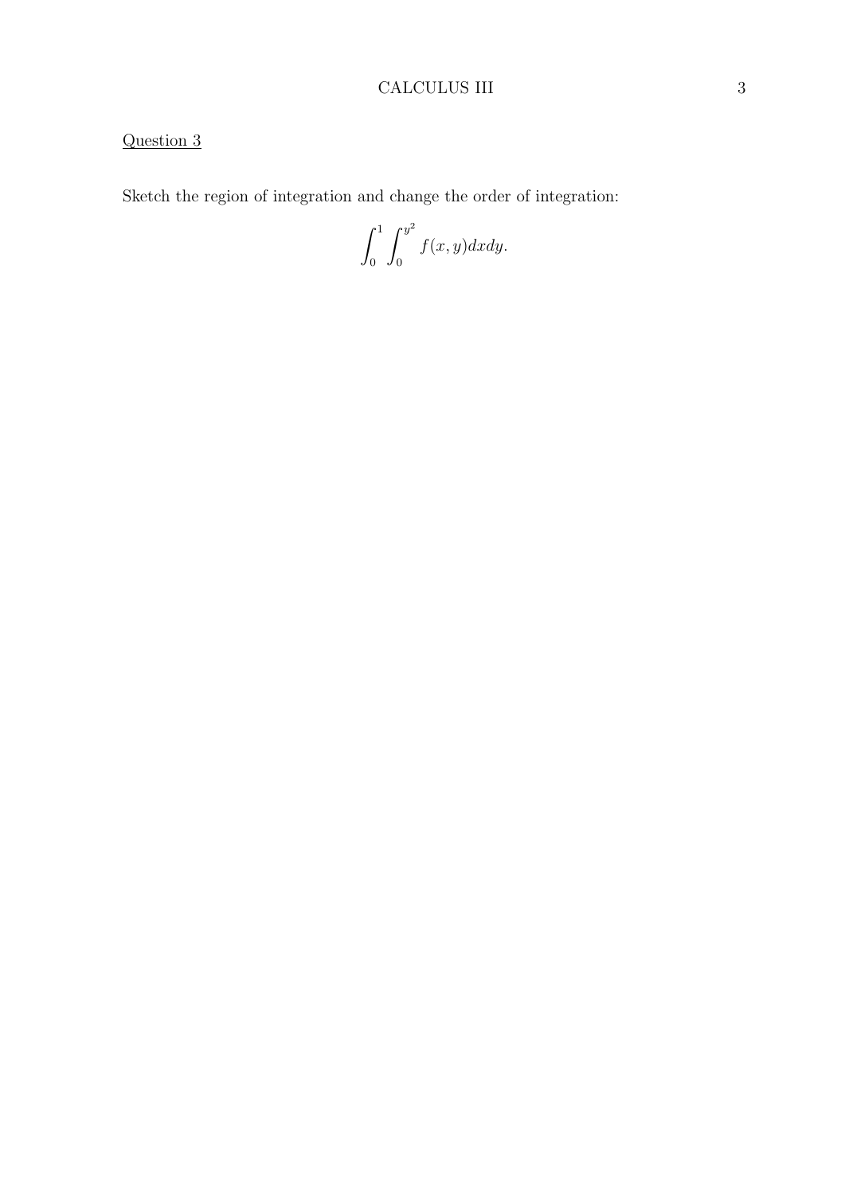Question 3

Sketch the region of integration and change the order of integration:

$$\int_0^1 \int_0^{y^2} f(x,y)dxdy.$$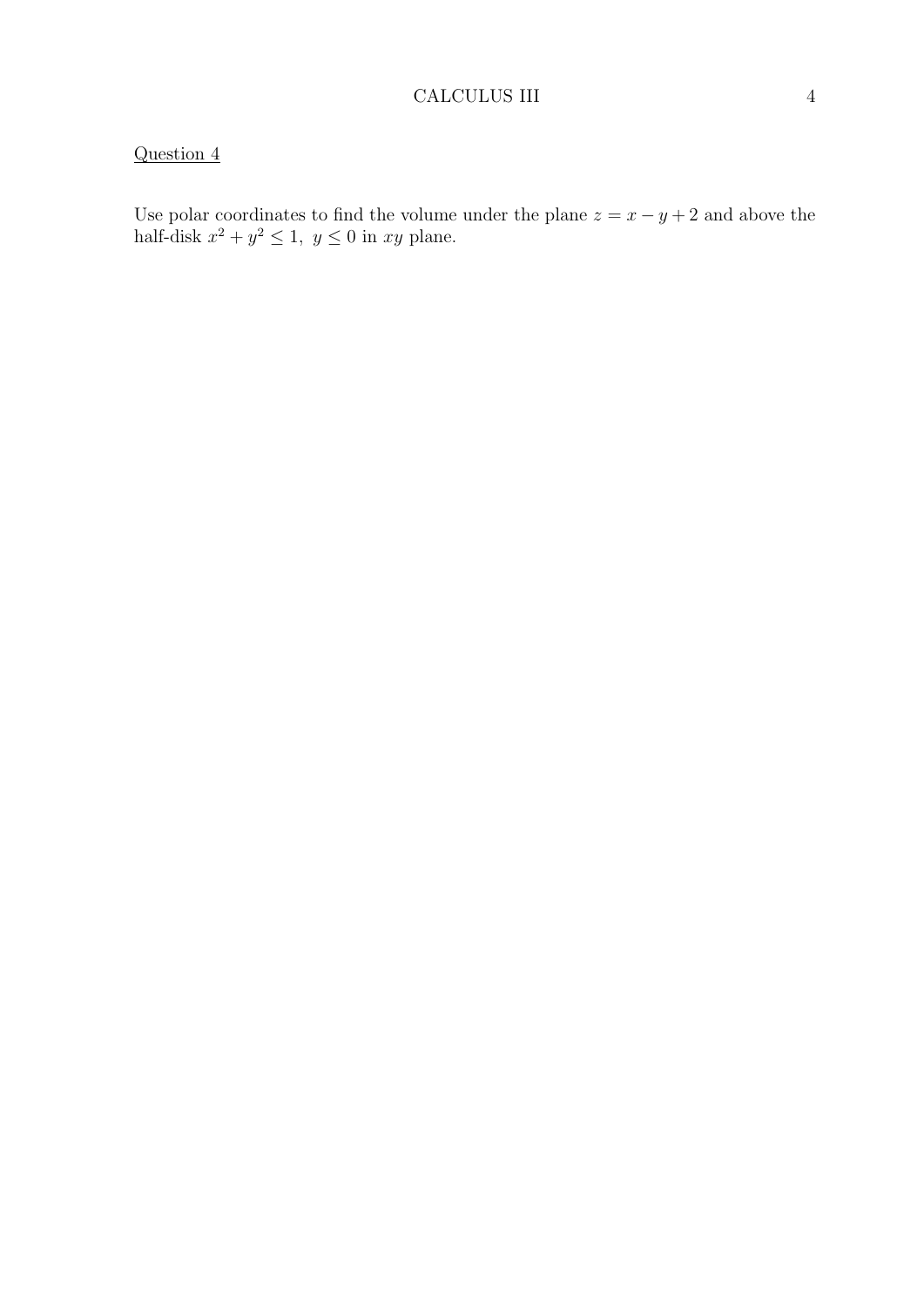<u>Question 4</u>

Use polar coordinates to find the volume under the plane $z = x - y + 2$ and above the half-disk $x^2 + y^2 \leq 1,\ y \leq 0$ in $xy$ plane.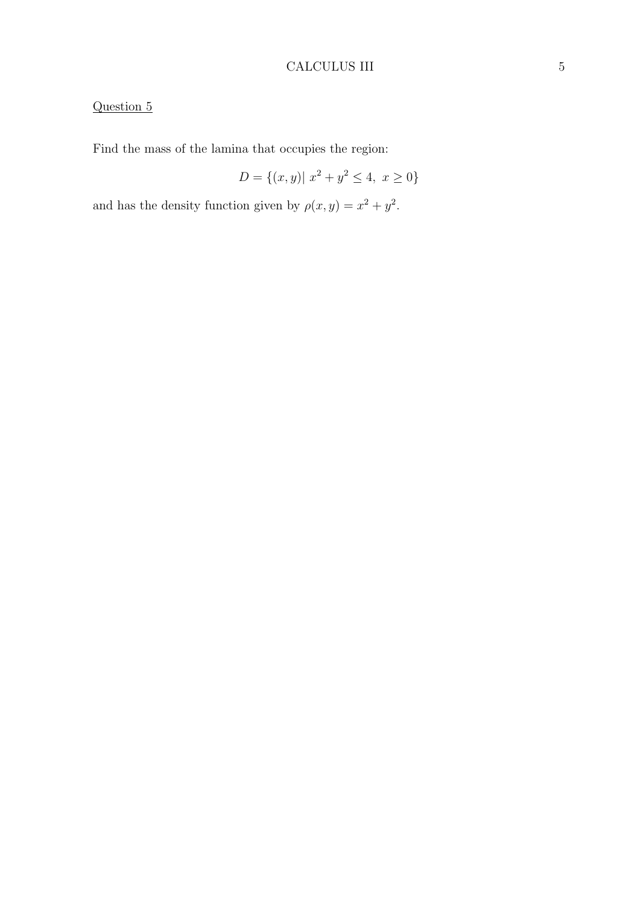Question 5

Find the mass of the lamina that occupies the region:

$$D = \{(x, y) |\ x^2 + y^2 \leq 4,\ x \geq 0\}$$

and has the density function given by $\rho(x, y) = x^2 + y^2$.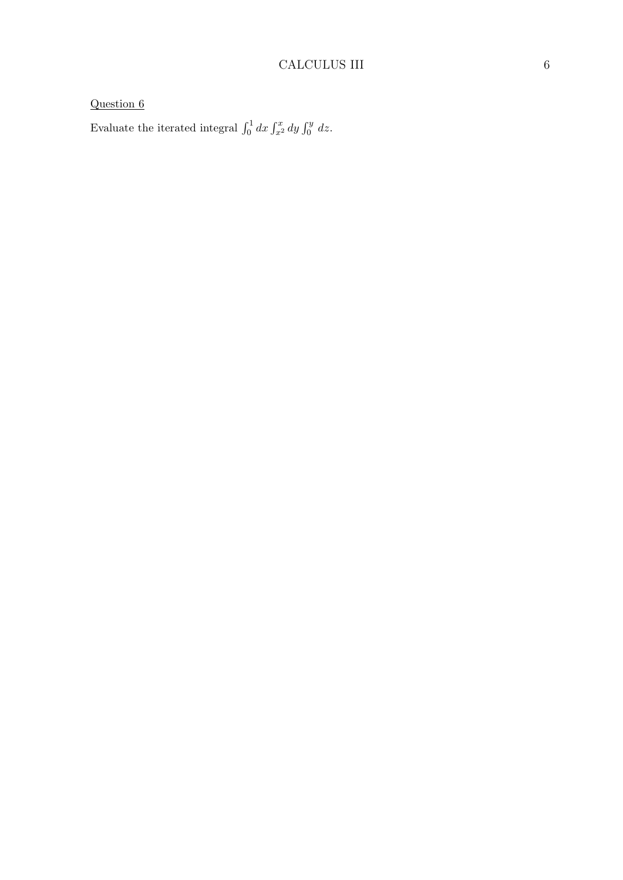Question 6

Evaluate the iterated integral $\int_0^1 dx \int_{x^2}^x dy \int_0^y \, dz$.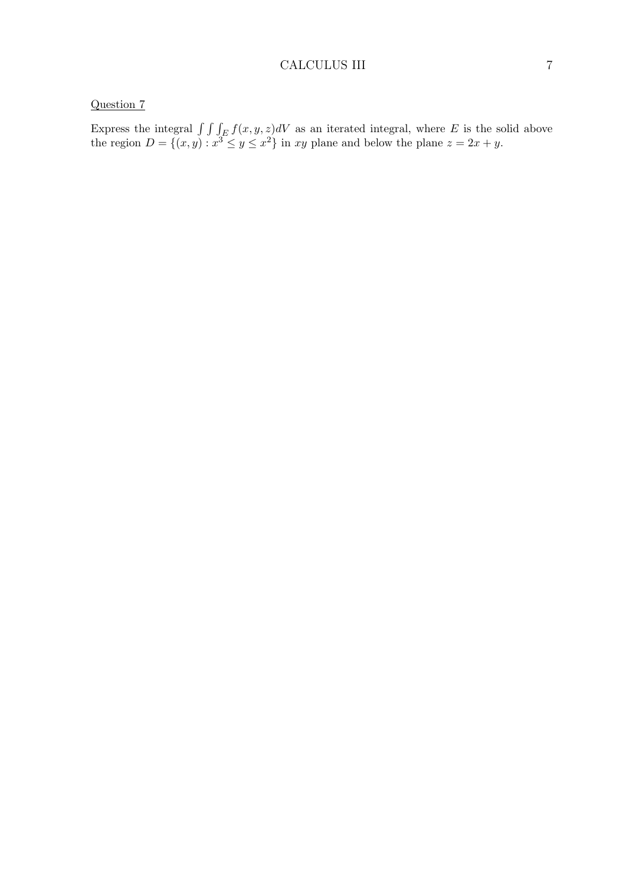Question 7

Express the integral $\int\int\int_E f(x, y, z)dV$ as an iterated integral, where $E$ is the solid above the region $D = \{(x, y) : x^3 \leq y \leq x^2\}$ in $xy$ plane and below the plane $z = 2x + y$.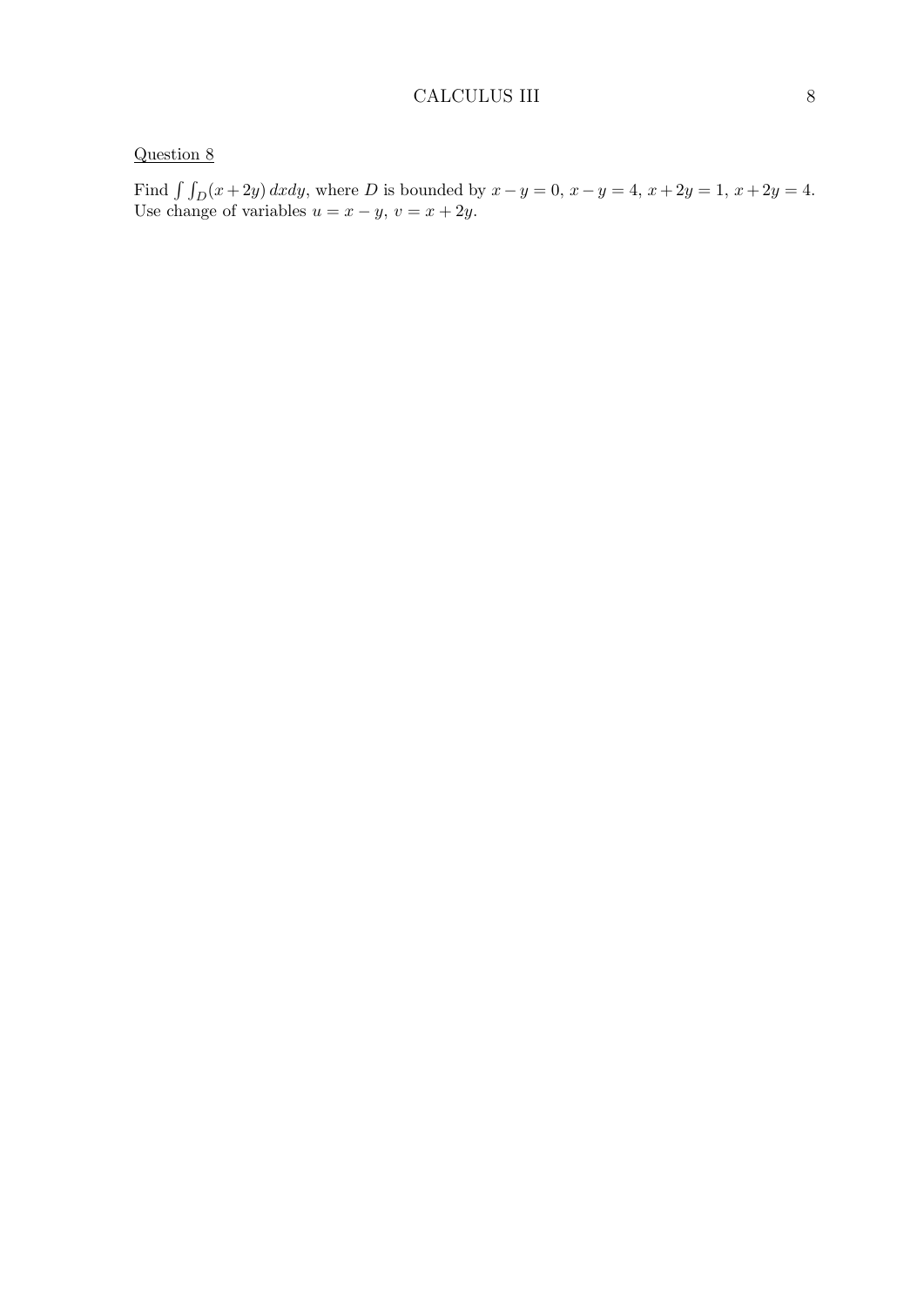Question 8

Find $\int\int_D (x+2y)\,dxdy$, where $D$ is bounded by $x-y=0$, $x-y=4$, $x+2y=1$, $x+2y=4$. Use change of variables $u=x-y$, $v=x+2y$.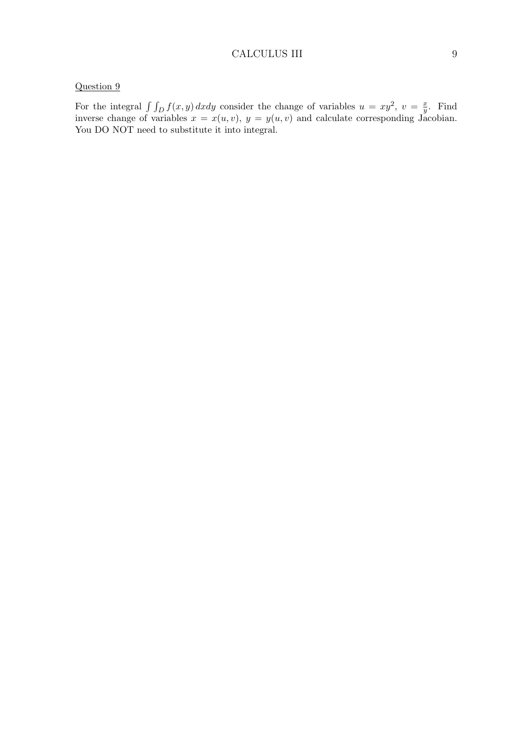<u>Question 9</u>

For the integral $\int\int_D f(x,y)\,dxdy$ consider the change of variables $u = xy^2$, $v = \frac{x}{y}$. Find inverse change of variables $x = x(u,v)$, $y = y(u,v)$ and calculate corresponding Jacobian. You DO NOT need to substitute it into integral.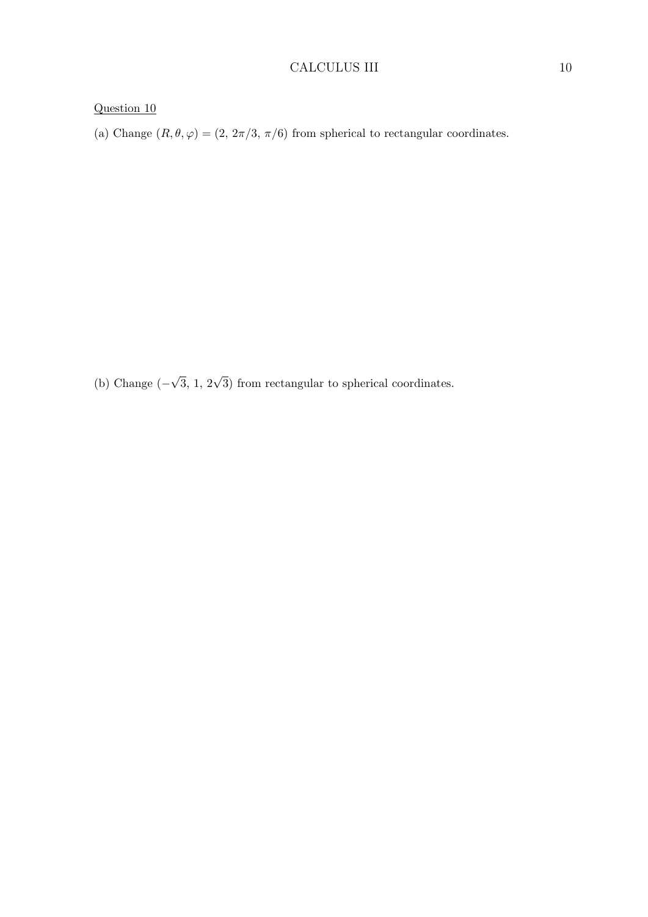Question 10

(a) Change $(R, \theta, \varphi) = (2,\, 2\pi/3,\, \pi/6)$ from spherical to rectangular coordinates.

(b) Change $(-\sqrt{3},\, 1,\, 2\sqrt{3})$ from rectangular to spherical coordinates.